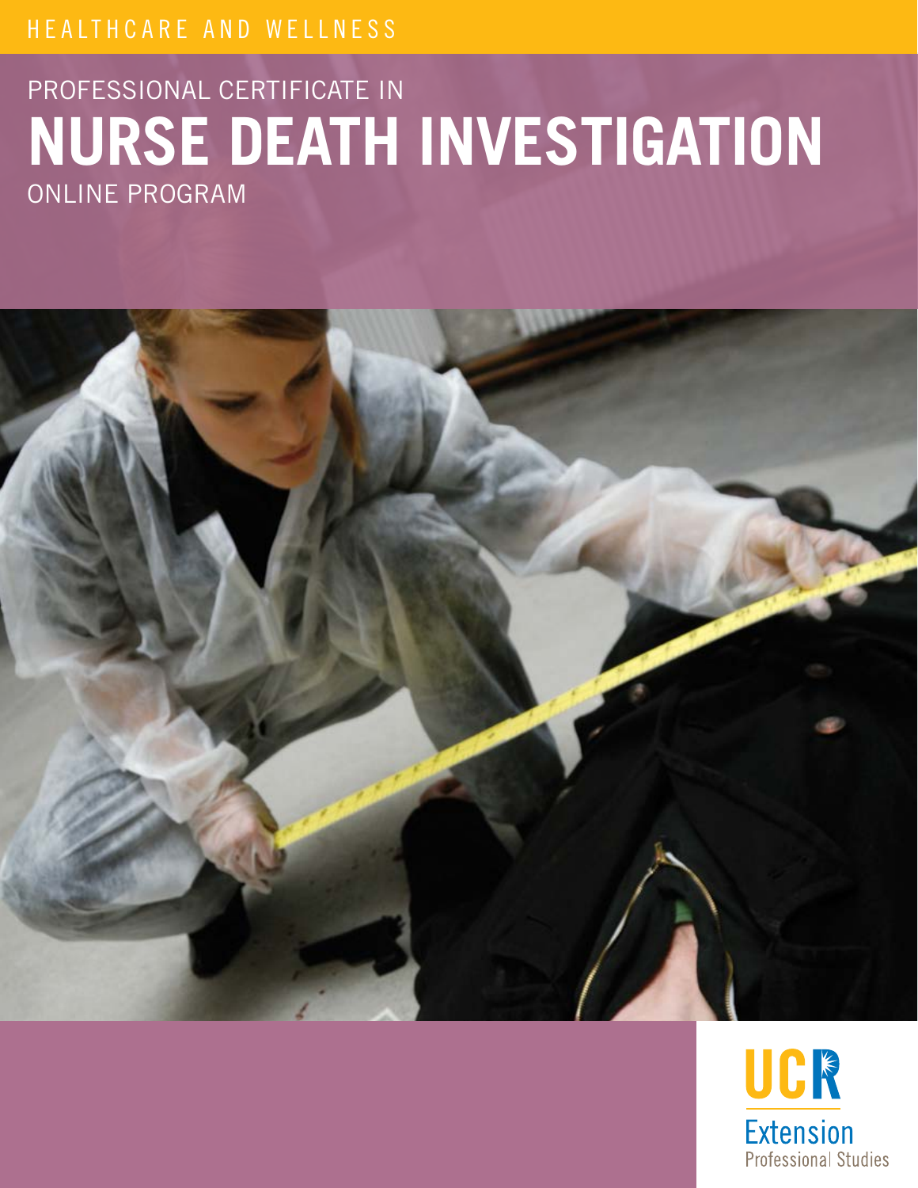HEALTHCARE AND WELLNESS

PROFESSIONAL CERTIFICATE IN

# NURSE DEATH INVESTIGATION

ONLINE PROGRAM

UCR
Extension
Professional Studies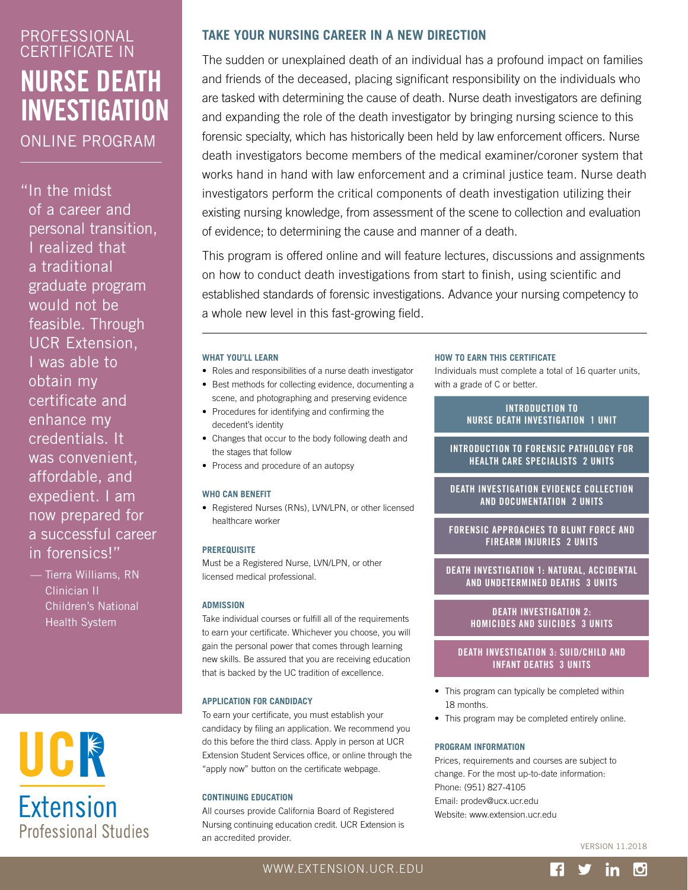# PROFESSIONAL CERTIFICATE IN NURSE DEATH INVESTIGATION

ONLINE PROGRAM

"In the midst of a career and personal transition, I realized that a traditional graduate program would not be feasible. Through UCR Extension, I was able to obtain my certificate and enhance my credentials. It was convenient, affordable, and expedient. I am now prepared for a successful career in forensics!"

— Tierra Williams, RN
Clinician II
Children's National Health System

UCR Extension
Professional Studies

## TAKE YOUR NURSING CAREER IN A NEW DIRECTION

The sudden or unexplained death of an individual has a profound impact on families and friends of the deceased, placing significant responsibility on the individuals who are tasked with determining the cause of death. Nurse death investigators are defining and expanding the role of the death investigator by bringing nursing science to this forensic specialty, which has historically been held by law enforcement officers. Nurse death investigators become members of the medical examiner/coroner system that works hand in hand with law enforcement and a criminal justice team. Nurse death investigators perform the critical components of death investigation utilizing their existing nursing knowledge, from assessment of the scene to collection and evaluation of evidence; to determining the cause and manner of a death.

This program is offered online and will feature lectures, discussions and assignments on how to conduct death investigations from start to finish, using scientific and established standards of forensic investigations. Advance your nursing competency to a whole new level in this fast-growing field.

### WHAT YOU'LL LEARN

- Roles and responsibilities of a nurse death investigator
- Best methods for collecting evidence, documenting a scene, and photographing and preserving evidence
- Procedures for identifying and confirming the decedent's identity
- Changes that occur to the body following death and the stages that follow
- Process and procedure of an autopsy

### WHO CAN BENEFIT

- Registered Nurses (RNs), LVN/LPN, or other licensed healthcare worker

### PREREQUISITE

Must be a Registered Nurse, LVN/LPN, or other licensed medical professional.

### ADMISSION

Take individual courses or fulfill all of the requirements to earn your certificate. Whichever you choose, you will gain the personal power that comes through learning new skills. Be assured that you are receiving education that is backed by the UC tradition of excellence.

### APPLICATION FOR CANDIDACY

To earn your certificate, you must establish your candidacy by filing an application. We recommend you do this before the third class. Apply in person at UCR Extension Student Services office, or online through the "apply now" button on the certificate webpage.

### CONTINUING EDUCATION

All courses provide California Board of Registered Nursing continuing education credit. UCR Extension is an accredited provider.

### HOW TO EARN THIS CERTIFICATE

Individuals must complete a total of 16 quarter units, with a grade of C or better.

- INTRODUCTION TO NURSE DEATH INVESTIGATION 1 UNIT
- INTRODUCTION TO FORENSIC PATHOLOGY FOR HEALTH CARE SPECIALISTS 2 UNITS
- DEATH INVESTIGATION EVIDENCE COLLECTION AND DOCUMENTATION 2 UNITS
- FORENSIC APPROACHES TO BLUNT FORCE AND FIREARM INJURIES 2 UNITS
- DEATH INVESTIGATION 1: NATURAL, ACCIDENTAL AND UNDETERMINED DEATHS 3 UNITS
- DEATH INVESTIGATION 2: HOMICIDES AND SUICIDES 3 UNITS
- DEATH INVESTIGATION 3: SUID/CHILD AND INFANT DEATHS 3 UNITS

- This program can typically be completed within 18 months.
- This program may be completed entirely online.

### PROGRAM INFORMATION

Prices, requirements and courses are subject to change. For the most up-to-date information:
Phone: (951) 827-4105
Email: prodev@ucx.ucr.edu
Website: www.extension.ucr.edu

VERSION 11.2018

WWW.EXTENSION.UCR.EDU